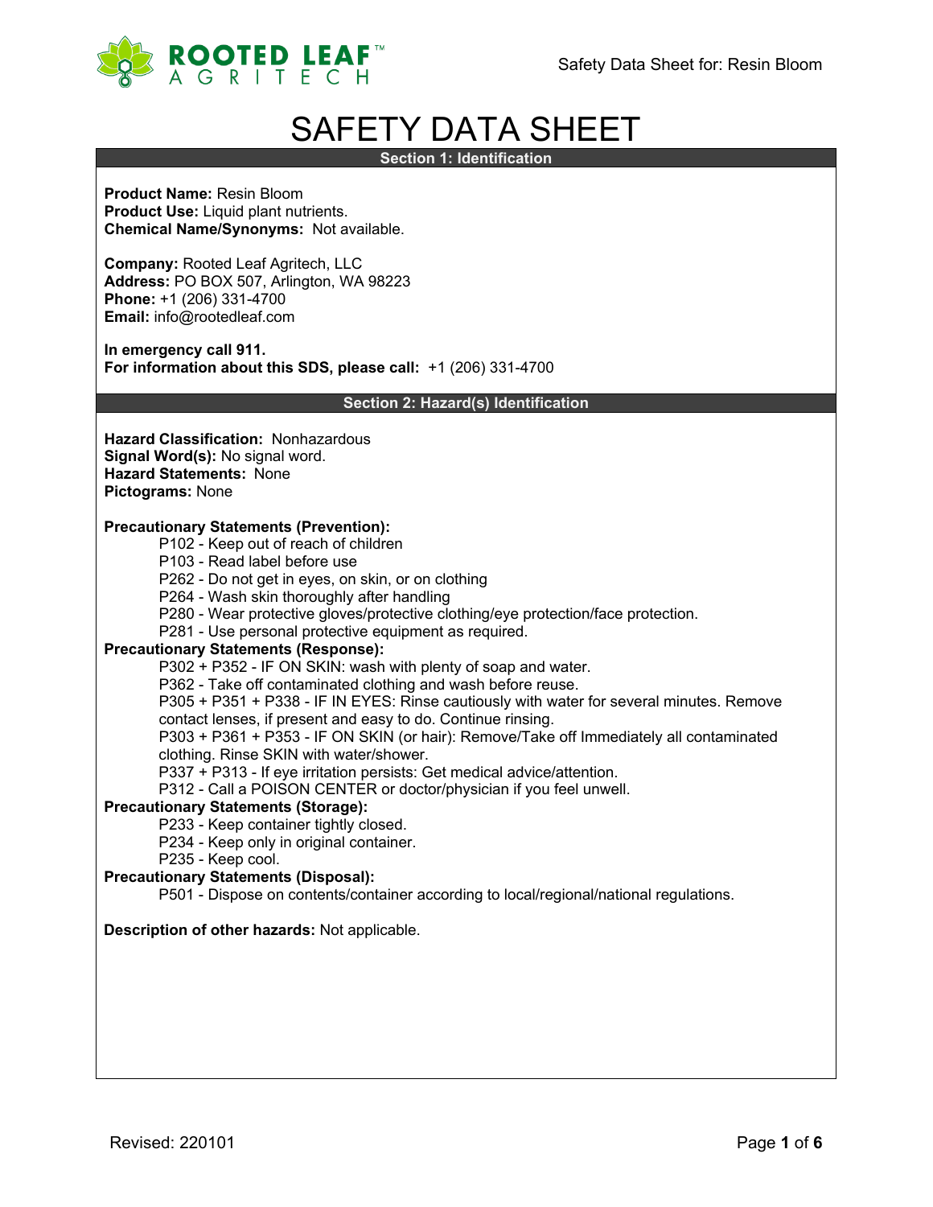# SAFETY DATA SHEET

## Section 1: Identification

**Product Name:** Resin Bloom
**Product Use:** Liquid plant nutrients.
**Chemical Name/Synonyms:** Not available.

**Company:** Rooted Leaf Agritech, LLC
**Address:** PO BOX 507, Arlington, WA 98223
**Phone:** +1 (206) 331-4700
**Email:** info@rootedleaf.com

**In emergency call 911.**
**For information about this SDS, please call:** +1 (206) 331-4700

## Section 2: Hazard(s) Identification

**Hazard Classification:** Nonhazardous
**Signal Word(s):** No signal word.
**Hazard Statements:** None
**Pictograms:** None

**Precautionary Statements (Prevention):**

- P102 - Keep out of reach of children
- P103 - Read label before use
- P262 - Do not get in eyes, on skin, or on clothing
- P264 - Wash skin thoroughly after handling
- P280 - Wear protective gloves/protective clothing/eye protection/face protection.
- P281 - Use personal protective equipment as required.

**Precautionary Statements (Response):**

- P302 + P352 - IF ON SKIN: wash with plenty of soap and water.
- P362 - Take off contaminated clothing and wash before reuse.
- P305 + P351 + P338 - IF IN EYES: Rinse cautiously with water for several minutes. Remove contact lenses, if present and easy to do. Continue rinsing.
- P303 + P361 + P353 - IF ON SKIN (or hair): Remove/Take off Immediately all contaminated clothing. Rinse SKIN with water/shower.
- P337 + P313 - If eye irritation persists: Get medical advice/attention.
- P312 - Call a POISON CENTER or doctor/physician if you feel unwell.

**Precautionary Statements (Storage):**

- P233 - Keep container tightly closed.
- P234 - Keep only in original container.
- P235 - Keep cool.

**Precautionary Statements (Disposal):**

- P501 - Dispose on contents/container according to local/regional/national regulations.

**Description of other hazards:** Not applicable.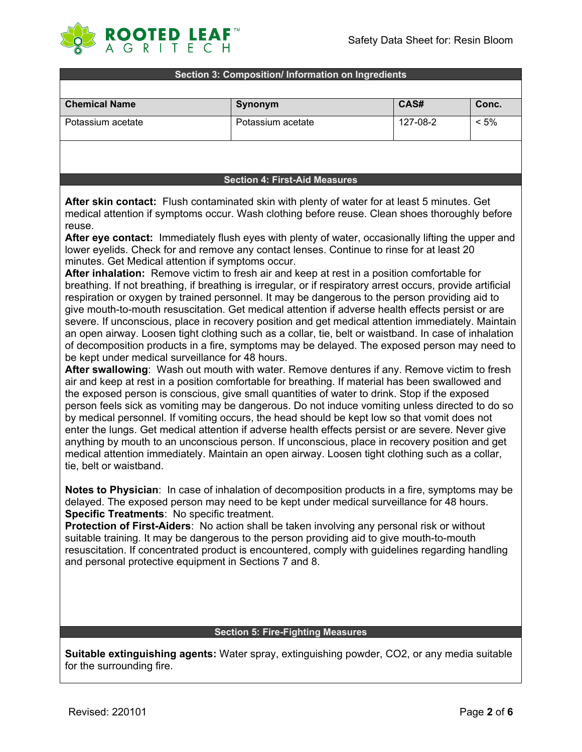## Section 3: Composition/ Information on Ingredients

| Chemical Name | Synonym | CAS# | Conc. |
|---|---|---|---|
| Potassium acetate | Potassium acetate | 127-08-2 | < 5% |

## Section 4: First-Aid Measures

**After skin contact:** Flush contaminated skin with plenty of water for at least 5 minutes. Get medical attention if symptoms occur. Wash clothing before reuse. Clean shoes thoroughly before reuse.

**After eye contact:** Immediately flush eyes with plenty of water, occasionally lifting the upper and lower eyelids. Check for and remove any contact lenses. Continue to rinse for at least 20 minutes. Get Medical attention if symptoms occur.

**After inhalation:** Remove victim to fresh air and keep at rest in a position comfortable for breathing. If not breathing, if breathing is irregular, or if respiratory arrest occurs, provide artificial respiration or oxygen by trained personnel. It may be dangerous to the person providing aid to give mouth-to-mouth resuscitation. Get medical attention if adverse health effects persist or are severe. If unconscious, place in recovery position and get medical attention immediately. Maintain an open airway. Loosen tight clothing such as a collar, tie, belt or waistband. In case of inhalation of decomposition products in a fire, symptoms may be delayed. The exposed person may need to be kept under medical surveillance for 48 hours.

**After swallowing**: Wash out mouth with water. Remove dentures if any. Remove victim to fresh air and keep at rest in a position comfortable for breathing. If material has been swallowed and the exposed person is conscious, give small quantities of water to drink. Stop if the exposed person feels sick as vomiting may be dangerous. Do not induce vomiting unless directed to do so by medical personnel. If vomiting occurs, the head should be kept low so that vomit does not enter the lungs. Get medical attention if adverse health effects persist or are severe. Never give anything by mouth to an unconscious person. If unconscious, place in recovery position and get medical attention immediately. Maintain an open airway. Loosen tight clothing such as a collar, tie, belt or waistband.

**Notes to Physician**: In case of inhalation of decomposition products in a fire, symptoms may be delayed. The exposed person may need to be kept under medical surveillance for 48 hours.

**Specific Treatments**: No specific treatment.

**Protection of First-Aiders**: No action shall be taken involving any personal risk or without suitable training. It may be dangerous to the person providing aid to give mouth-to-mouth resuscitation. If concentrated product is encountered, comply with guidelines regarding handling and personal protective equipment in Sections 7 and 8.

## Section 5: Fire-Fighting Measures

**Suitable extinguishing agents:** Water spray, extinguishing powder, $CO_2$, or any media suitable for the surrounding fire.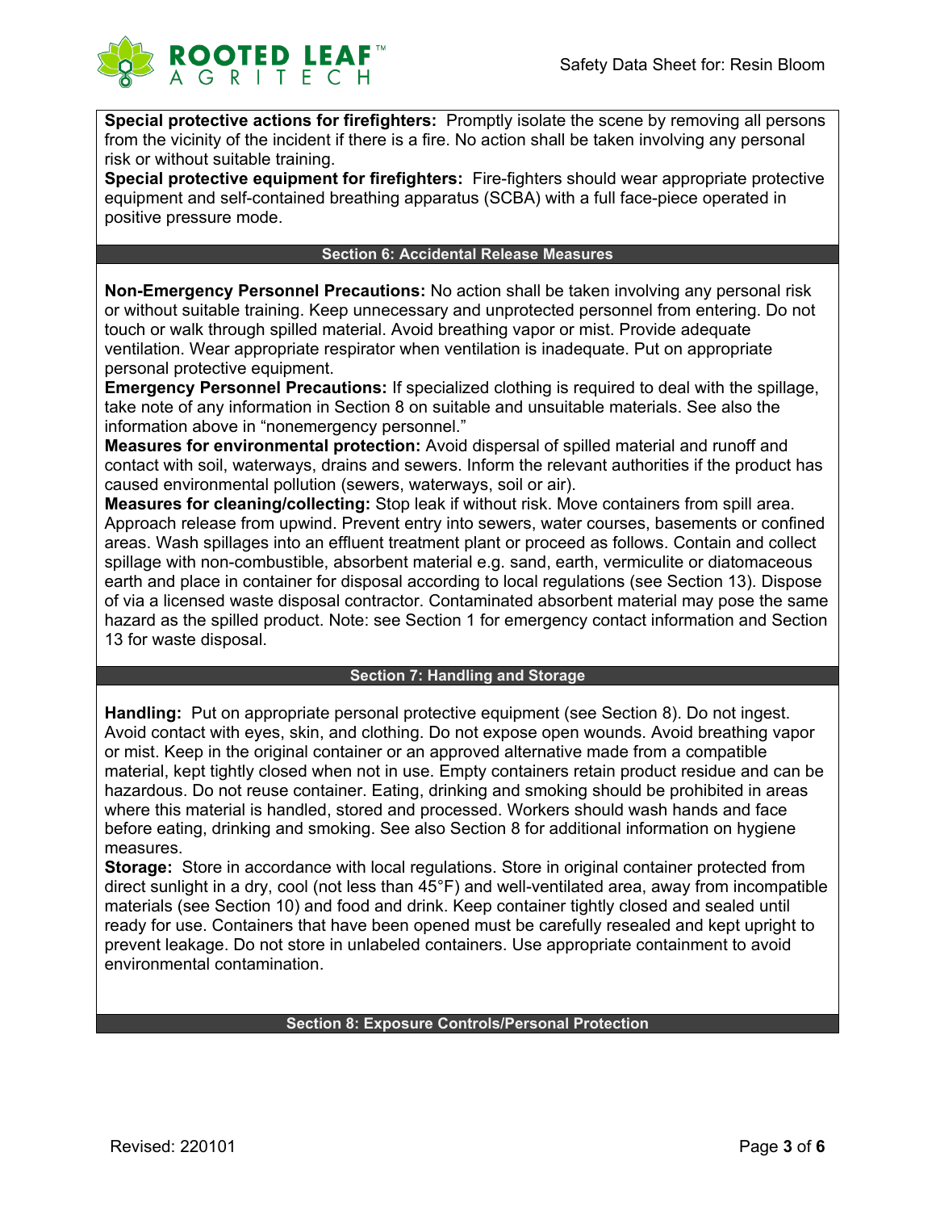**Special protective actions for firefighters:** Promptly isolate the scene by removing all persons from the vicinity of the incident if there is a fire. No action shall be taken involving any personal risk or without suitable training.
**Special protective equipment for firefighters:** Fire-fighters should wear appropriate protective equipment and self-contained breathing apparatus (SCBA) with a full face-piece operated in positive pressure mode.

## Section 6: Accidental Release Measures

**Non-Emergency Personnel Precautions:** No action shall be taken involving any personal risk or without suitable training. Keep unnecessary and unprotected personnel from entering. Do not touch or walk through spilled material. Avoid breathing vapor or mist. Provide adequate ventilation. Wear appropriate respirator when ventilation is inadequate. Put on appropriate personal protective equipment.
**Emergency Personnel Precautions:** If specialized clothing is required to deal with the spillage, take note of any information in Section 8 on suitable and unsuitable materials. See also the information above in "nonemergency personnel."
**Measures for environmental protection:** Avoid dispersal of spilled material and runoff and contact with soil, waterways, drains and sewers. Inform the relevant authorities if the product has caused environmental pollution (sewers, waterways, soil or air).
**Measures for cleaning/collecting:** Stop leak if without risk. Move containers from spill area. Approach release from upwind. Prevent entry into sewers, water courses, basements or confined areas. Wash spillages into an effluent treatment plant or proceed as follows. Contain and collect spillage with non-combustible, absorbent material e.g. sand, earth, vermiculite or diatomaceous earth and place in container for disposal according to local regulations (see Section 13). Dispose of via a licensed waste disposal contractor. Contaminated absorbent material may pose the same hazard as the spilled product. Note: see Section 1 for emergency contact information and Section 13 for waste disposal.

## Section 7: Handling and Storage

**Handling:** Put on appropriate personal protective equipment (see Section 8). Do not ingest. Avoid contact with eyes, skin, and clothing. Do not expose open wounds. Avoid breathing vapor or mist. Keep in the original container or an approved alternative made from a compatible material, kept tightly closed when not in use. Empty containers retain product residue and can be hazardous. Do not reuse container. Eating, drinking and smoking should be prohibited in areas where this material is handled, stored and processed. Workers should wash hands and face before eating, drinking and smoking. See also Section 8 for additional information on hygiene measures.
**Storage:** Store in accordance with local regulations. Store in original container protected from direct sunlight in a dry, cool (not less than 45°F) and well-ventilated area, away from incompatible materials (see Section 10) and food and drink. Keep container tightly closed and sealed until ready for use. Containers that have been opened must be carefully resealed and kept upright to prevent leakage. Do not store in unlabeled containers. Use appropriate containment to avoid environmental contamination.

## Section 8: Exposure Controls/Personal Protection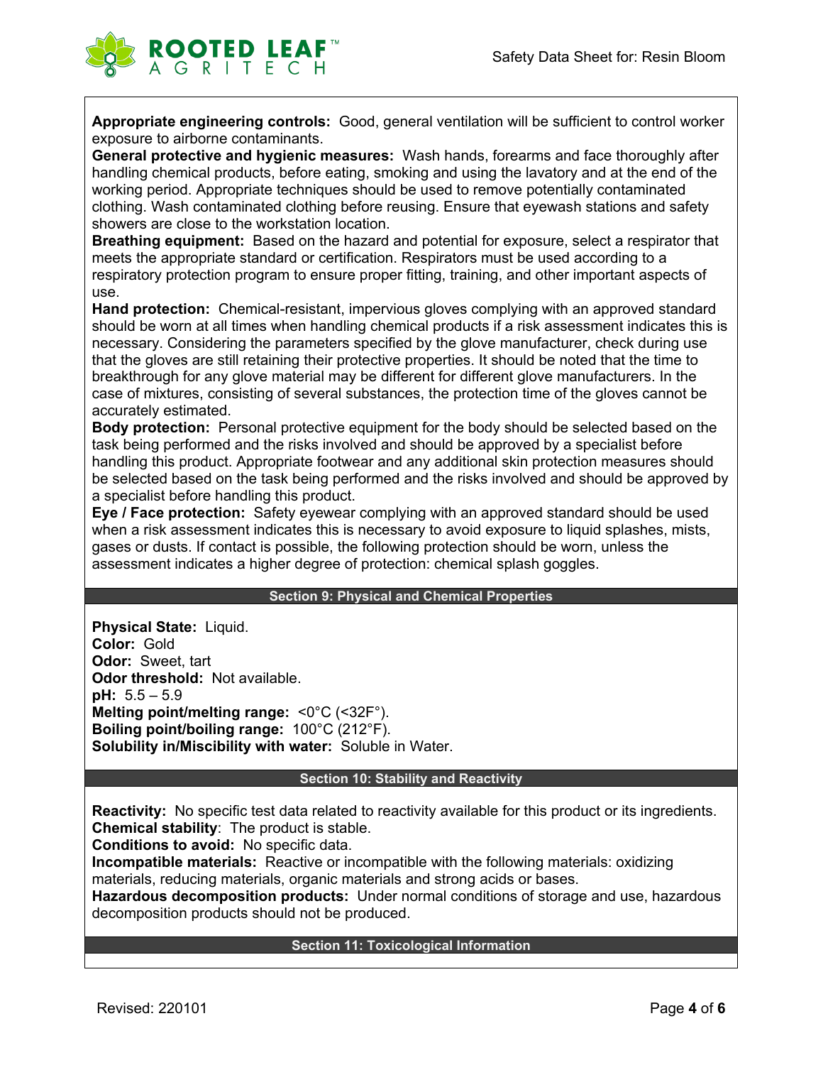**Appropriate engineering controls:** Good, general ventilation will be sufficient to control worker exposure to airborne contaminants.
**General protective and hygienic measures:** Wash hands, forearms and face thoroughly after handling chemical products, before eating, smoking and using the lavatory and at the end of the working period. Appropriate techniques should be used to remove potentially contaminated clothing. Wash contaminated clothing before reusing. Ensure that eyewash stations and safety showers are close to the workstation location.
**Breathing equipment:** Based on the hazard and potential for exposure, select a respirator that meets the appropriate standard or certification. Respirators must be used according to a respiratory protection program to ensure proper fitting, training, and other important aspects of use.
**Hand protection:** Chemical-resistant, impervious gloves complying with an approved standard should be worn at all times when handling chemical products if a risk assessment indicates this is necessary. Considering the parameters specified by the glove manufacturer, check during use that the gloves are still retaining their protective properties. It should be noted that the time to breakthrough for any glove material may be different for different glove manufacturers. In the case of mixtures, consisting of several substances, the protection time of the gloves cannot be accurately estimated.
**Body protection:** Personal protective equipment for the body should be selected based on the task being performed and the risks involved and should be approved by a specialist before handling this product. Appropriate footwear and any additional skin protection measures should be selected based on the task being performed and the risks involved and should be approved by a specialist before handling this product.
**Eye / Face protection:** Safety eyewear complying with an approved standard should be used when a risk assessment indicates this is necessary to avoid exposure to liquid splashes, mists, gases or dusts. If contact is possible, the following protection should be worn, unless the assessment indicates a higher degree of protection: chemical splash goggles.

## Section 9: Physical and Chemical Properties

**Physical State:** Liquid.
**Color:** Gold
**Odor:** Sweet, tart
**Odor threshold:** Not available.
**pH:** 5.5 – 5.9
**Melting point/melting range:** <0°C (<32F°).
**Boiling point/boiling range:** 100°C (212°F).
**Solubility in/Miscibility with water:** Soluble in Water.

## Section 10: Stability and Reactivity

**Reactivity:** No specific test data related to reactivity available for this product or its ingredients.
**Chemical stability**: The product is stable.
**Conditions to avoid:** No specific data.
**Incompatible materials:** Reactive or incompatible with the following materials: oxidizing materials, reducing materials, organic materials and strong acids or bases.
**Hazardous decomposition products:** Under normal conditions of storage and use, hazardous decomposition products should not be produced.

## Section 11: Toxicological Information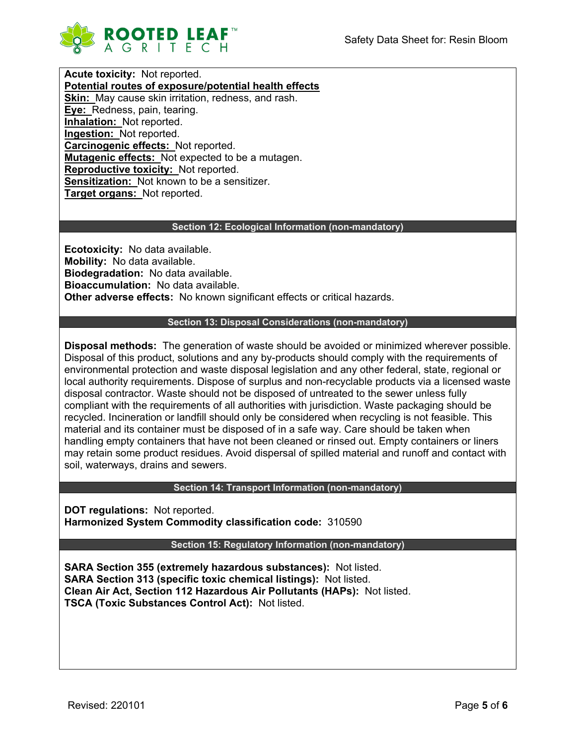**Acute toxicity:** Not reported.

**Potential routes of exposure/potential health effects**

**Skin:** May cause skin irritation, redness, and rash.
**Eye:** Redness, pain, tearing.
**Inhalation:** Not reported.
**Ingestion:** Not reported.
**Carcinogenic effects:** Not reported.
**Mutagenic effects:** Not expected to be a mutagen.
**Reproductive toxicity:** Not reported.
**Sensitization:** Not known to be a sensitizer.
**Target organs:** Not reported.

## Section 12: Ecological Information (non-mandatory)

**Ecotoxicity:** No data available.
**Mobility:** No data available.
**Biodegradation:** No data available.
**Bioaccumulation:** No data available.
**Other adverse effects:** No known significant effects or critical hazards.

## Section 13: Disposal Considerations (non-mandatory)

**Disposal methods:** The generation of waste should be avoided or minimized wherever possible. Disposal of this product, solutions and any by-products should comply with the requirements of environmental protection and waste disposal legislation and any other federal, state, regional or local authority requirements. Dispose of surplus and non-recyclable products via a licensed waste disposal contractor. Waste should not be disposed of untreated to the sewer unless fully compliant with the requirements of all authorities with jurisdiction. Waste packaging should be recycled. Incineration or landfill should only be considered when recycling is not feasible. This material and its container must be disposed of in a safe way. Care should be taken when handling empty containers that have not been cleaned or rinsed out. Empty containers or liners may retain some product residues. Avoid dispersal of spilled material and runoff and contact with soil, waterways, drains and sewers.

## Section 14: Transport Information (non-mandatory)

**DOT regulations:** Not reported.
**Harmonized System Commodity classification code:** 310590

## Section 15: Regulatory Information (non-mandatory)

**SARA Section 355 (extremely hazardous substances):** Not listed.
**SARA Section 313 (specific toxic chemical listings):** Not listed.
**Clean Air Act, Section 112 Hazardous Air Pollutants (HAPs):** Not listed.
**TSCA (Toxic Substances Control Act):** Not listed.

Revised: 220101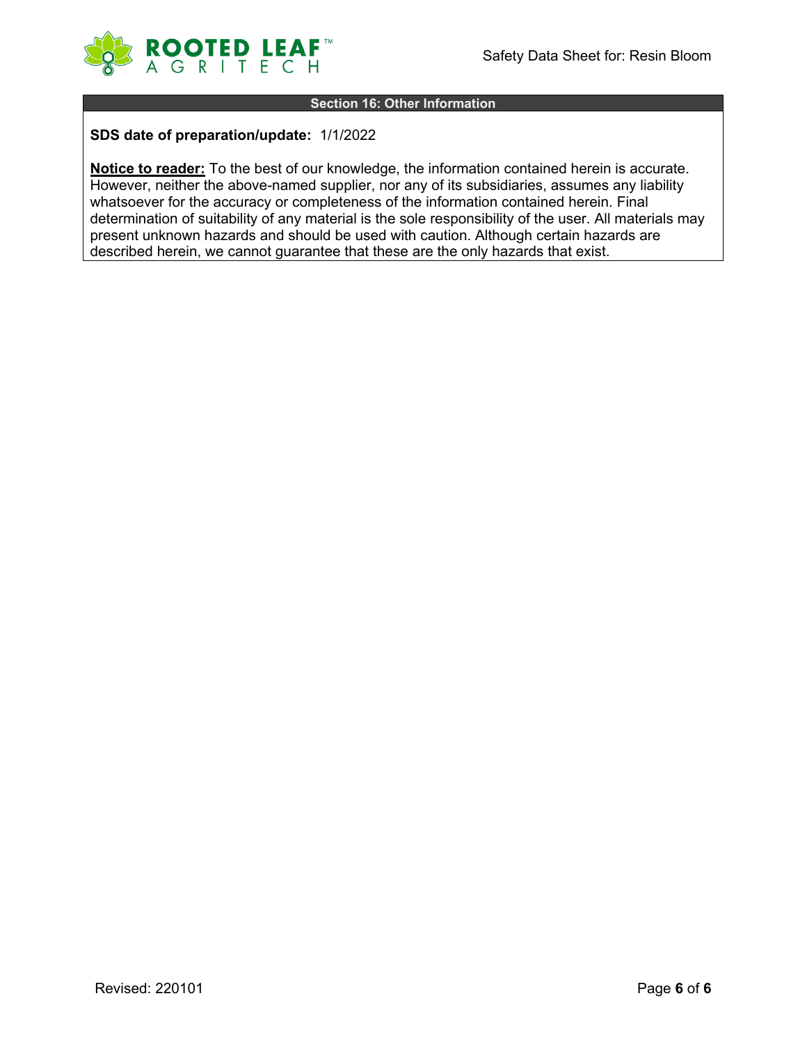## Section 16: Other Information

**SDS date of preparation/update:** 1/1/2022

**Notice to reader:** To the best of our knowledge, the information contained herein is accurate. However, neither the above-named supplier, nor any of its subsidiaries, assumes any liability whatsoever for the accuracy or completeness of the information contained herein. Final determination of suitability of any material is the sole responsibility of the user. All materials may present unknown hazards and should be used with caution. Although certain hazards are described herein, we cannot guarantee that these are the only hazards that exist.